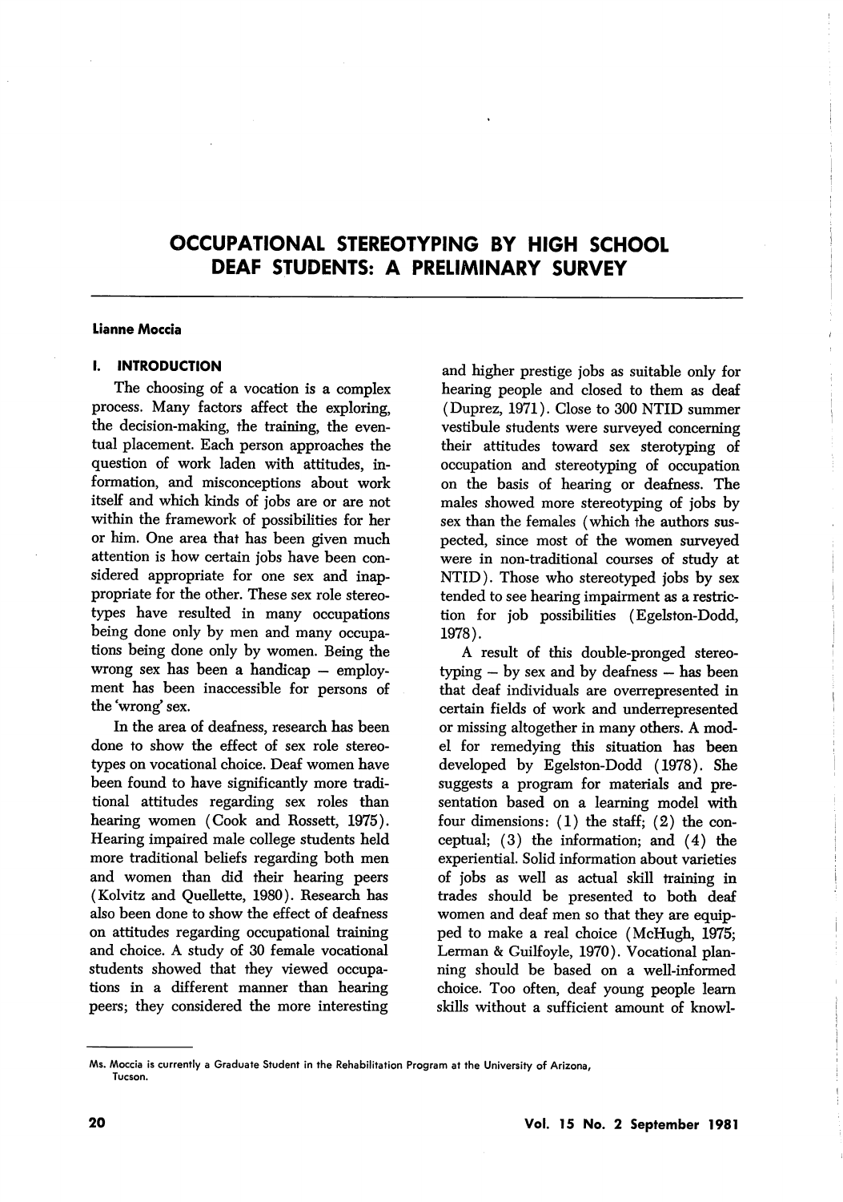# OCCUPATIONAL STEREOTYPING BY HIGH SCHOOL DEAF STUDENTS: A PRELIMINARY SURVEY

**Lianne Moccia**

## I. INTRODUCTION

The choosing of a vocation is a complex process. Many factors affect the exploring, the decision-making, the training, the eventual placement. Each person approaches the question of work laden with attitudes, information, and misconceptions about work itself and which kinds of jobs are or are not within the framework of possibilities for her or him. One area that has been given much attention is how certain jobs have been considered appropriate for one sex and inappropriate for the other. These sex role stereotypes have resulted in many occupations being done only by men and many occupations being done only by women. Being the wrong sex has been a handicap – employment has been inaccessible for persons of the 'wrong' sex.

In the area of deafness, research has been done to show the effect of sex role stereotypes on vocational choice. Deaf women have been found to have significantly more traditional attitudes regarding sex roles than hearing women (Cook and Rossett, 1975). Hearing impaired male college students held more traditional beliefs regarding both men and women than did their hearing peers (Kolvitz and Quellette, 1980). Research has also been done to show the effect of deafness on attitudes regarding occupational training and choice. A study of 30 female vocational students showed that they viewed occupations in a different manner than hearing peers; they considered the more interesting and higher prestige jobs as suitable only for hearing people and closed to them as deaf (Duprez, 1971). Close to 300 NTID summer vestibule students were surveyed concerning their attitudes toward sex sterotyping of occupation and stereotyping of occupation on the basis of hearing or deafness. The males showed more stereotyping of jobs by sex than the females (which the authors suspected, since most of the women surveyed were in non-traditional courses of study at NTID). Those who stereotyped jobs by sex tended to see hearing impairment as a restriction for job possibilities (Egelston-Dodd, 1978).

A result of this double-pronged stereotyping – by sex and by deafness – has been that deaf individuals are overrepresented in certain fields of work and underrepresented or missing altogether in many others. A model for remedying this situation has been developed by Egelston-Dodd (1978). She suggests a program for materials and presentation based on a learning model with four dimensions: (1) the staff; (2) the conceptual; (3) the information; and (4) the experiential. Solid information about varieties of jobs as well as actual skill training in trades should be presented to both deaf women and deaf men so that they are equipped to make a real choice (McHugh, 1975; Lerman & Guilfoyle, 1970). Vocational planning should be based on a well-informed choice. Too often, deaf young people learn skills without a sufficient amount of knowl-

---

Ms. Moccia is currently a Graduate Student in the Rehabilitation Program at the University of Arizona, Tucson.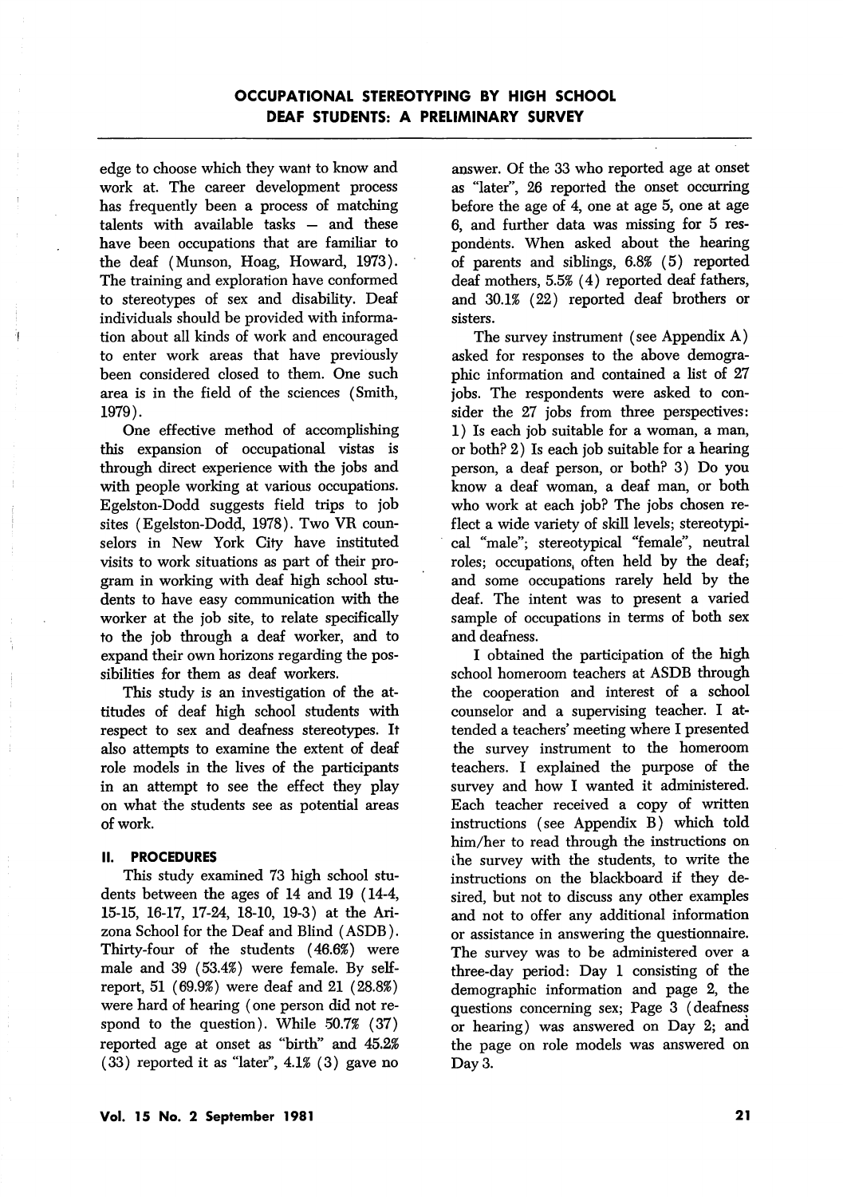edge to choose which they want to know and work at. The career development process has frequently been a process of matching talents with available tasks – and these have been occupations that are familiar to the deaf (Munson, Hoag, Howard, 1973). The training and exploration have conformed to stereotypes of sex and disability. Deaf individuals should be provided with information about all kinds of work and encouraged to enter work areas that have previously been considered closed to them. One such area is in the field of the sciences (Smith, 1979).

One effective method of accomplishing this expansion of occupational vistas is through direct experience with the jobs and with people working at various occupations. Egelston-Dodd suggests field trips to job sites (Egelston-Dodd, 1978). Two VR counselors in New York City have instituted visits to work situations as part of their program in working with deaf high school students to have easy communication with the worker at the job site, to relate specifically to the job through a deaf worker, and to expand their own horizons regarding the possibilities for them as deaf workers.

This study is an investigation of the attitudes of deaf high school students with respect to sex and deafness stereotypes. It also attempts to examine the extent of deaf role models in the lives of the participants in an attempt to see the effect they play on what the students see as potential areas of work.

## II. PROCEDURES

This study examined 73 high school students between the ages of 14 and 19 (14-4, 15-15, 16-17, 17-24, 18-10, 19-3) at the Arizona School for the Deaf and Blind (ASDB). Thirty-four of the students (46.6%) were male and 39 (53.4%) were female. By self-report, 51 (69.9%) were deaf and 21 (28.8%) were hard of hearing (one person did not respond to the question). While 50.7% (37) reported age at onset as "birth" and 45.2% (33) reported it as "later", 4.1% (3) gave no answer. Of the 33 who reported age at onset as "later", 26 reported the onset occurring before the age of 4, one at age 5, one at age 6, and further data was missing for 5 respondents. When asked about the hearing of parents and siblings, 6.8% (5) reported deaf mothers, 5.5% (4) reported deaf fathers, and 30.1% (22) reported deaf brothers or sisters.

The survey instrument (see Appendix A) asked for responses to the above demographic information and contained a list of 27 jobs. The respondents were asked to consider the 27 jobs from three perspectives: 1) Is each job suitable for a woman, a man, or both? 2) Is each job suitable for a hearing person, a deaf person, or both? 3) Do you know a deaf woman, a deaf man, or both who work at each job? The jobs chosen reflect a wide variety of skill levels; stereotypical "male"; stereotypical "female", neutral roles; occupations, often held by the deaf; and some occupations rarely held by the deaf. The intent was to present a varied sample of occupations in terms of both sex and deafness.

I obtained the participation of the high school homeroom teachers at ASDB through the cooperation and interest of a school counselor and a supervising teacher. I attended a teachers' meeting where I presented the survey instrument to the homeroom teachers. I explained the purpose of the survey and how I wanted it administered. Each teacher received a copy of written instructions (see Appendix B) which told him/her to read through the instructions on the survey with the students, to write the instructions on the blackboard if they desired, but not to discuss any other examples and not to offer any additional information or assistance in answering the questionnaire. The survey was to be administered over a three-day period: Day 1 consisting of the demographic information and page 2, the questions concerning sex; Page 3 (deafness or hearing) was answered on Day 2; and the page on role models was answered on Day 3.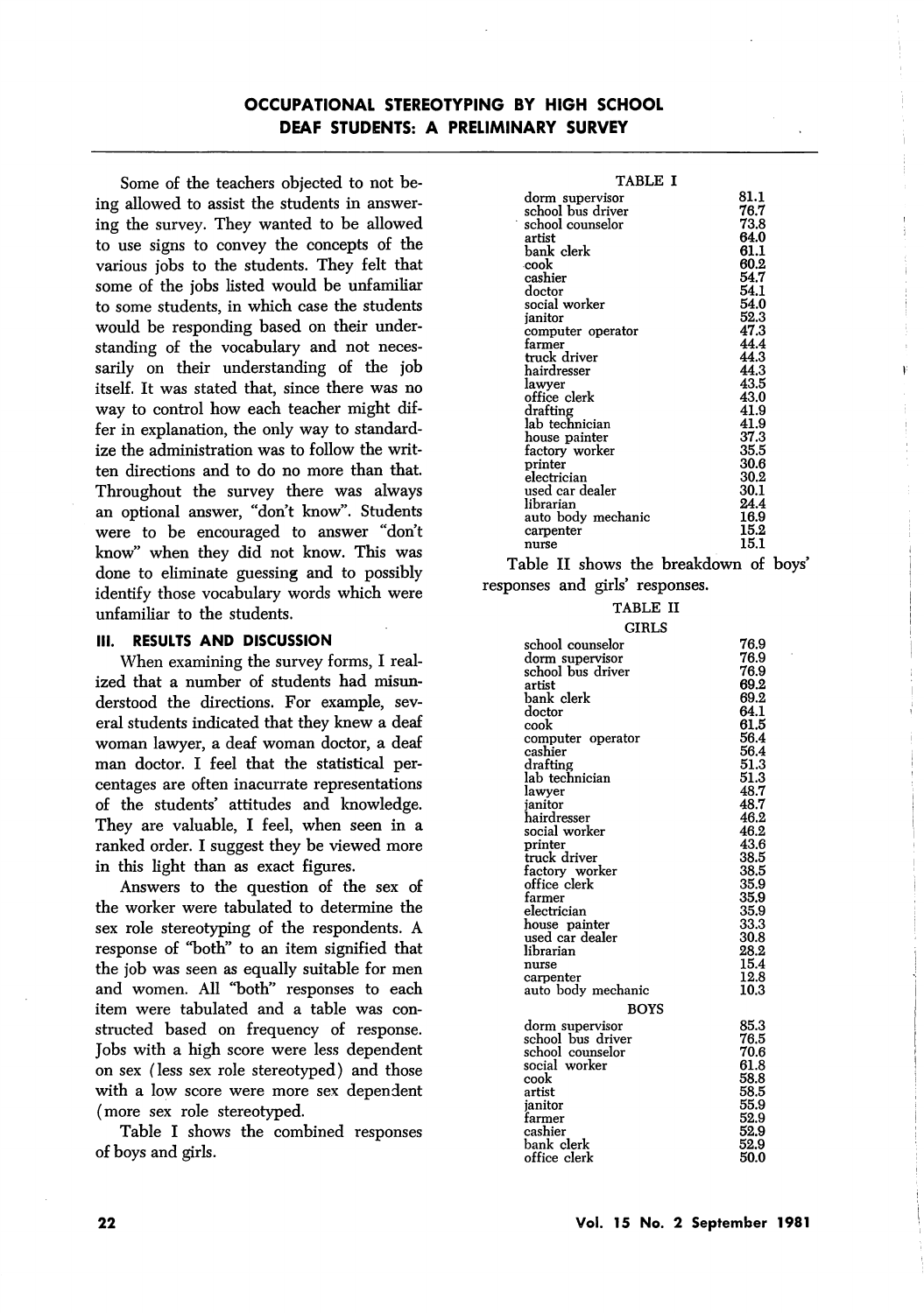Some of the teachers objected to not being allowed to assist the students in answering the survey. They wanted to be allowed to use signs to convey the concepts of the various jobs to the students. They felt that some of the jobs listed would be unfamiliar to some students, in which case the students would be responding based on their understanding of the vocabulary and not necessarily on their understanding of the job itself. It was stated that, since there was no way to control how each teacher might differ in explanation, the only way to standardize the administration was to follow the written directions and to do no more than that. Throughout the survey there was always an optional answer, "don't know". Students were to be encouraged to answer "don't know" when they did not know. This was done to eliminate guessing and to possibly identify those vocabulary words which were unfamiliar to the students.

## III. RESULTS AND DISCUSSION

When examining the survey forms, I realized that a number of students had misunderstood the directions. For example, several students indicated that they knew a deaf woman lawyer, a deaf woman doctor, a deaf man doctor. I feel that the statistical percentages are often inacurrate representations of the students' attitudes and knowledge. They are valuable, I feel, when seen in a ranked order. I suggest they be viewed more in this light than as exact figures.

Answers to the question of the sex of the worker were tabulated to determine the sex role stereotyping of the respondents. A response of "both" to an item signified that the job was seen as equally suitable for men and women. All "both" responses to each item were tabulated and a table was constructed based on frequency of response. Jobs with a high score were less dependent on sex (less sex role stereotyped) and those with a low score were more sex dependent (more sex role stereotyped.

Table I shows the combined responses of boys and girls.

TABLE I

| | |
|---|---|
| dorm supervisor | 81.1 |
| school bus driver | 76.7 |
| school counselor | 73.8 |
| artist | 64.0 |
| bank clerk | 61.1 |
| cook | 60.2 |
| cashier | 54.7 |
| doctor | 54.1 |
| social worker | 54.0 |
| janitor | 52.3 |
| computer operator | 47.3 |
| farmer | 44.4 |
| truck driver | 44.3 |
| hairdresser | 44.3 |
| lawyer | 43.5 |
| office clerk | 43.0 |
| drafting | 41.9 |
| lab technician | 41.9 |
| house painter | 37.3 |
| factory worker | 35.5 |
| printer | 30.6 |
| electrician | 30.2 |
| used car dealer | 30.1 |
| librarian | 24.4 |
| auto body mechanic | 16.9 |
| carpenter | 15.2 |
| nurse | 15.1 |

Table II shows the breakdown of boys' responses and girls' responses.

TABLE II

| GIRLS | |
|---|---|
| school counselor | 76.9 |
| dorm supervisor | 76.9 |
| school bus driver | 76.9 |
| artist | 69.2 |
| bank clerk | 69.2 |
| doctor | 64.1 |
| cook | 61.5 |
| computer operator | 56.4 |
| cashier | 56.4 |
| drafting | 51.3 |
| lab technician | 51.3 |
| lawyer | 48.7 |
| janitor | 48.7 |
| hairdresser | 46.2 |
| social worker | 46.2 |
| printer | 43.6 |
| truck driver | 38.5 |
| factory worker | 38.5 |
| office clerk | 35.9 |
| farmer | 35.9 |
| electrician | 35.9 |
| house painter | 33.3 |
| used car dealer | 30.8 |
| librarian | 28.2 |
| nurse | 15.4 |
| carpenter | 12.8 |
| auto body mechanic | 10.3 |

| BOYS | |
|---|---|
| dorm supervisor | 85.3 |
| school bus driver | 76.5 |
| school counselor | 70.6 |
| social worker | 61.8 |
| cook | 58.8 |
| artist | 58.5 |
| janitor | 55.9 |
| farmer | 52.9 |
| cashier | 52.9 |
| bank clerk | 52.9 |
| office clerk | 50.0 |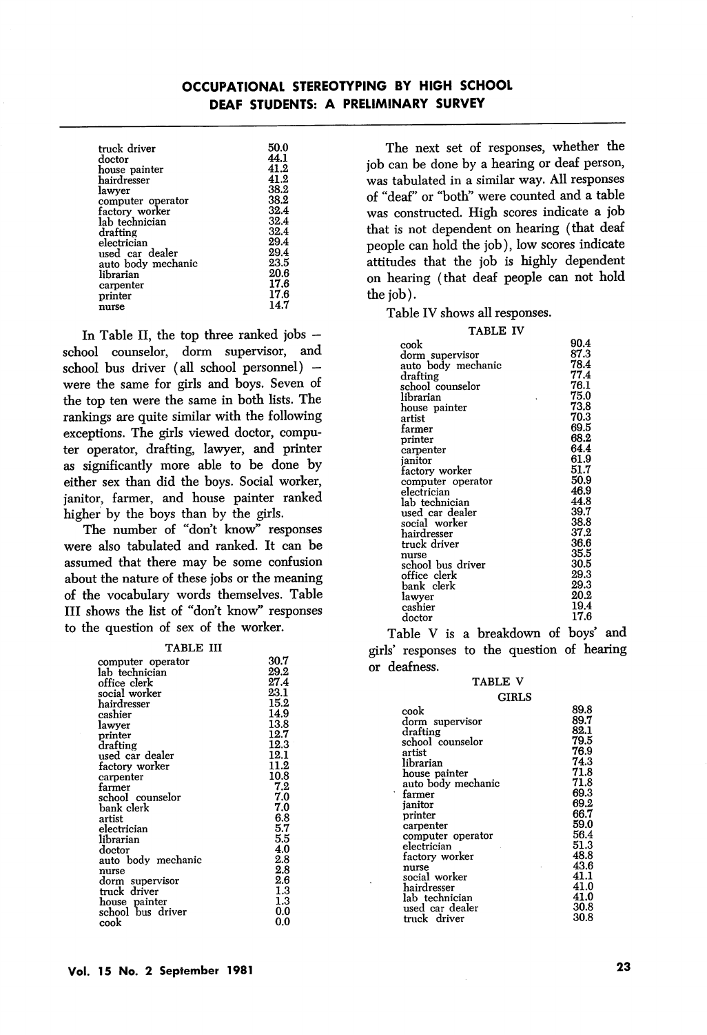# OCCUPATIONAL STEREOTYPING BY HIGH SCHOOL DEAF STUDENTS: A PRELIMINARY SURVEY

| | |
|---|---|
| truck driver | 50.0 |
| doctor | 44.1 |
| house painter | 41.2 |
| hairdresser | 41.2 |
| lawyer | 38.2 |
| computer operator | 38.2 |
| factory worker | 32.4 |
| lab technician | 32.4 |
| drafting | 32.4 |
| electrician | 29.4 |
| used car dealer | 29.4 |
| auto body mechanic | 23.5 |
| librarian | 20.6 |
| carpenter | 17.6 |
| printer | 17.6 |
| nurse | 14.7 |

In Table II, the top three ranked jobs – school counselor, dorm supervisor, and school bus driver (all school personnel) – were the same for girls and boys. Seven of the top ten were the same in both lists. The rankings are quite similar with the following exceptions. The girls viewed doctor, computer operator, drafting, lawyer, and printer as significantly more able to be done by either sex than did the boys. Social worker, janitor, farmer, and house painter ranked higher by the boys than by the girls.

The number of "don't know" responses were also tabulated and ranked. It can be assumed that there may be some confusion about the nature of these jobs or the meaning of the vocabulary words themselves. Table III shows the list of "don't know" responses to the question of sex of the worker.

TABLE III

| | |
|---|---|
| computer operator | 30.7 |
| lab technician | 29.2 |
| office clerk | 27.4 |
| social worker | 23.1 |
| hairdresser | 15.2 |
| cashier | 14.9 |
| lawyer | 13.8 |
| printer | 12.7 |
| drafting | 12.3 |
| used car dealer | 12.1 |
| factory worker | 11.2 |
| carpenter | 10.8 |
| farmer | 7.2 |
| school counselor | 7.0 |
| bank clerk | 7.0 |
| artist | 6.8 |
| electrician | 5.7 |
| librarian | 5.5 |
| doctor | 4.0 |
| auto body mechanic | 2.8 |
| nurse | 2.8 |
| dorm supervisor | 2.6 |
| truck driver | 1.3 |
| house painter | 1.3 |
| school bus driver | 0.0 |
| cook | 0.0 |

The next set of responses, whether the job can be done by a hearing or deaf person, was tabulated in a similar way. All responses of "deaf" or "both" were counted and a table was constructed. High scores indicate a job that is not dependent on hearing (that deaf people can hold the job), low scores indicate attitudes that the job is highly dependent on hearing (that deaf people can not hold the job).

Table IV shows all responses.

TABLE IV

| | |
|---|---|
| cook | 90.4 |
| dorm supervisor | 87.3 |
| auto body mechanic | 78.4 |
| drafting | 77.4 |
| school counselor | 76.1 |
| librarian | 75.0 |
| house painter | 73.8 |
| artist | 70.3 |
| farmer | 69.5 |
| printer | 68.2 |
| carpenter | 64.4 |
| janitor | 61.9 |
| factory worker | 51.7 |
| computer operator | 50.9 |
| electrician | 46.9 |
| lab technician | 44.8 |
| used car dealer | 39.7 |
| social worker | 38.8 |
| hairdresser | 37.2 |
| truck driver | 36.6 |
| nurse | 35.5 |
| school bus driver | 30.5 |
| office clerk | 29.3 |
| bank clerk | 29.3 |
| lawyer | 20.2 |
| cashier | 19.4 |
| doctor | 17.6 |

Table V is a breakdown of boys' and girls' responses to the question of hearing or deafness.

TABLE V

| GIRLS | |
|---|---|
| cook | 89.8 |
| dorm supervisor | 89.7 |
| drafting | 82.1 |
| school counselor | 79.5 |
| artist | 76.9 |
| librarian | 74.3 |
| house painter | 71.8 |
| auto body mechanic | 71.8 |
| farmer | 69.3 |
| janitor | 69.2 |
| printer | 66.7 |
| carpenter | 59.0 |
| computer operator | 56.4 |
| electrician | 51.3 |
| factory worker | 48.8 |
| nurse | 43.6 |
| social worker | 41.1 |
| hairdresser | 41.0 |
| lab technician | 41.0 |
| used car dealer | 30.8 |
| truck driver | 30.8 |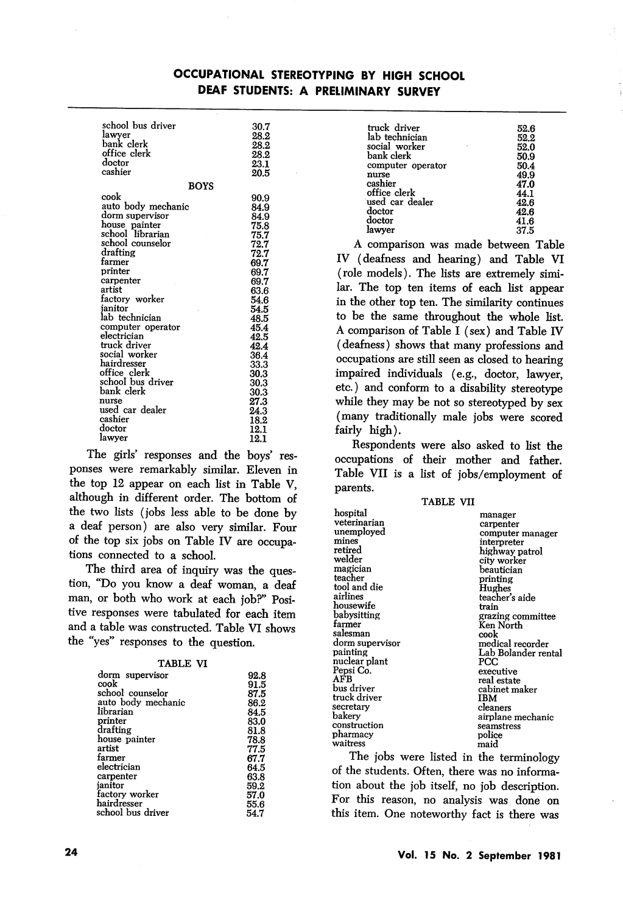| | |
|---|---|
| school bus driver | 30.7 |
| lawyer | 28.2 |
| bank clerk | 28.2 |
| office clerk | 28.2 |
| doctor | 23.1 |
| cashier | 20.5 |
| **BOYS** | |
| cook | 90.9 |
| auto body mechanic | 84.9 |
| dorm supervisor | 84.9 |
| house painter | 75.8 |
| school librarian | 75.7 |
| school counselor | 72.7 |
| drafting | 72.7 |
| farmer | 69.7 |
| printer | 69.7 |
| carpenter | 69.7 |
| artist | 63.6 |
| factory worker | 54.6 |
| janitor | 54.5 |
| lab technician | 48.5 |
| computer operator | 45.4 |
| electrician | 42.5 |
| truck driver | 42.4 |
| social worker | 36.4 |
| hairdresser | 33.3 |
| office clerk | 30.3 |
| school bus driver | 30.3 |
| bank clerk | 30.3 |
| nurse | 27.3 |
| used car dealer | 24.3 |
| cashier | 18.2 |
| doctor | 12.1 |
| lawyer | 12.1 |

The girls' responses and the boys' responses were remarkably similar. Eleven in the top 12 appear on each list in Table V, although in different order. The bottom of the two lists (jobs less able to be done by a deaf person) are also very similar. Four of the top six jobs on Table IV are occupations connected to a school.

The third area of inquiry was the question, "Do you know a deaf woman, a deaf man, or both who work at each job?" Positive responses were tabulated for each item and a table was constructed. Table VI shows the "yes" responses to the question.

TABLE VI

| | |
|---|---|
| dorm supervisor | 92.8 |
| cook | 91.5 |
| school counselor | 87.5 |
| auto body mechanic | 86.2 |
| librarian | 84.5 |
| printer | 83.0 |
| drafting | 81.8 |
| house painter | 78.8 |
| artist | 77.5 |
| farmer | 67.7 |
| electrician | 64.5 |
| carpenter | 63.8 |
| janitor | 59.2 |
| factory worker | 57.0 |
| hairdresser | 55.6 |
| school bus driver | 54.7 |
| truck driver | 52.6 |
| lab technician | 52.2 |
| social worker | 52.0 |
| bank clerk | 50.9 |
| computer operator | 50.4 |
| nurse | 49.9 |
| cashier | 47.0 |
| office clerk | 44.1 |
| used car dealer | 42.6 |
| doctor | 42.6 |
| doctor | 41.6 |
| lawyer | 37.5 |

A comparison was made between Table IV (deafness and hearing) and Table VI (role models). The lists are extremely similar. The top ten items of each list appear in the other top ten. The similarity continues to be the same throughout the whole list. A comparison of Table I (sex) and Table IV (deafness) shows that many professions and occupations are still seen as closed to hearing impaired individuals (e.g., doctor, lawyer, etc.) and conform to a disability stereotype while they may be not so stereotyped by sex (many traditionally male jobs were scored fairly high).

Respondents were also asked to list the occupations of their mother and father. Table VII is a list of jobs/employment of parents.

TABLE VII

| | |
|---|---|
| hospital | manager |
| veterinarian | carpenter |
| unemployed | computer manager |
| mines | interpreter |
| retired | highway patrol |
| welder | city worker |
| magician | beautician |
| teacher | printing |
| tool and die | Hughes |
| airlines | teacher's aide |
| housewife | train |
| babysitting | grazing committee |
| farmer | Ken North |
| salesman | cook |
| dorm supervisor | medical recorder |
| painting | Lab Bolander rental |
| nuclear plant | PCC |
| Pepsi Co. | executive |
| AFB | real estate |
| bus driver | cabinet maker |
| truck driver | IBM |
| secretary | cleaners |
| bakery | airplane mechanic |
| construction | seamstress |
| pharmacy | police |
| waitress | maid |

The jobs were listed in the terminology of the students. Often, there was no information about the job itself, no job description. For this reason, no analysis was done on this item. One noteworthy fact is there was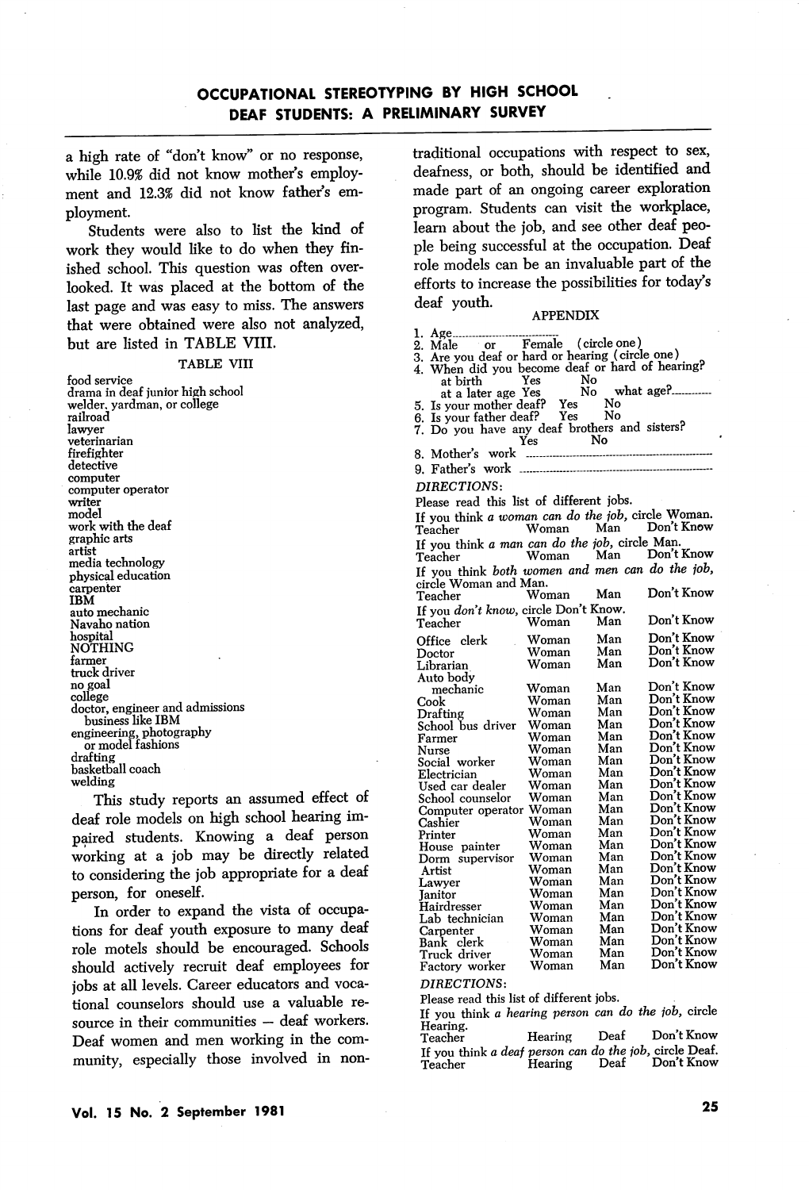a high rate of "don't know" or no response, while 10.9% did not know mother's employment and 12.3% did not know father's employment.

Students were also to list the kind of work they would like to do when they finished school. This question was often overlooked. It was placed at the bottom of the last page and was easy to miss. The answers that were obtained were also not analyzed, but are listed in TABLE VIII.

TABLE VIII

food service
drama in deaf junior high school
welder, yardman, or college
railroad
lawyer
veterinarian
firefighter
detective
computer
computer operator
writer
model
work with the deaf
graphic arts
artist
media technology
physical education
carpenter
IBM
auto mechanic
Navaho nation
hospital
NOTHING
farmer
truck driver
no goal
college
doctor, engineer and admissions business like IBM
engineering, photography or model fashions
drafting
basketball coach
welding

This study reports an assumed effect of deaf role models on high school hearing impaired students. Knowing a deaf person working at a job may be directly related to considering the job appropriate for a deaf person, for oneself.

In order to expand the vista of occupations for deaf youth exposure to many deaf role motels should be encouraged. Schools should actively recruit deaf employees for jobs at all levels. Career educators and vocational counselors should use a valuable resource in their communities – deaf workers. Deaf women and men working in the community, especially those involved in non-traditional occupations with respect to sex, deafness, or both, should be identified and made part of an ongoing career exploration program. Students can visit the workplace, learn about the job, and see other deaf people being successful at the occupation. Deaf role models can be an invaluable part of the efforts to increase the possibilities for today's deaf youth.

## APPENDIX

1. Age\_\_\_\_\_\_\_\_\_\_
2. Male or Female (circle one)
3. Are you deaf or hard or hearing (circle one)
4. When did you become deaf or hard of hearing?
   at birth Yes No
   at a later age Yes No what age?\_\_\_\_\_\_
5. Is your mother deaf? Yes No
6. Is your father deaf? Yes No
7. Do you have any deaf brothers and sisters?
   Yes No
8. Mother's work \_\_\_\_\_\_\_\_\_\_\_\_\_\_\_\_\_\_\_\_
9. Father's work \_\_\_\_\_\_\_\_\_\_\_\_\_\_\_\_\_\_\_\_

*DIRECTIONS*:

Please read this list of different jobs.

If you think *a woman can do the job*, circle Woman.
Teacher Woman Man Don't Know

If you think *a man can do the job*, circle Man.
Teacher Woman Man Don't Know

If you think *both women and men can do the job*, circle Woman and Man.
Teacher Woman Man Don't Know

If you *don't know*, circle Don't Know.
Teacher Woman Man Don't Know

| | | | |
|---|---|---|---|
| Office clerk | Woman | Man | Don't Know |
| Doctor | Woman | Man | Don't Know |
| Librarian | Woman | Man | Don't Know |
| Auto body mechanic | Woman | Man | Don't Know |
| Cook | Woman | Man | Don't Know |
| Drafting | Woman | Man | Don't Know |
| School bus driver | Woman | Man | Don't Know |
| Farmer | Woman | Man | Don't Know |
| Nurse | Woman | Man | Don't Know |
| Social worker | Woman | Man | Don't Know |
| Electrician | Woman | Man | Don't Know |
| Used car dealer | Woman | Man | Don't Know |
| School counselor | Woman | Man | Don't Know |
| Computer operator | Woman | Man | Don't Know |
| Cashier | Woman | Man | Don't Know |
| Printer | Woman | Man | Don't Know |
| House painter | Woman | Man | Don't Know |
| Dorm supervisor | Woman | Man | Don't Know |
| Artist | Woman | Man | Don't Know |
| Lawyer | Woman | Man | Don't Know |
| Janitor | Woman | Man | Don't Know |
| Hairdresser | Woman | Man | Don't Know |
| Lab technician | Woman | Man | Don't Know |
| Carpenter | Woman | Man | Don't Know |
| Bank clerk | Woman | Man | Don't Know |
| Truck driver | Woman | Man | Don't Know |
| Factory worker | Woman | Man | Don't Know |

*DIRECTIONS*:

Please read this list of different jobs.

If you think *a hearing person can do the job*, circle Hearing.
Teacher Hearing Deaf Don't Know

If you think *a deaf person can do the job*, circle Deaf.
Teacher Hearing Deaf Don't Know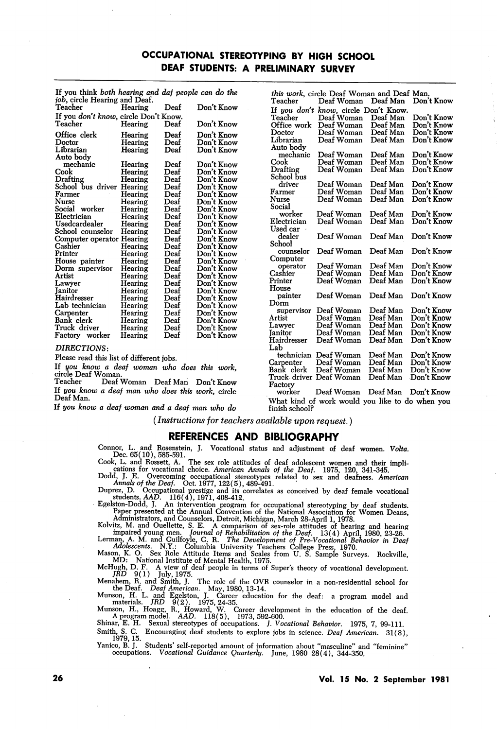# OCCUPATIONAL STEREOTYPING BY HIGH SCHOOL DEAF STUDENTS: A PRELIMINARY SURVEY

If you think *both hearing and daf people can do the job*, circle Hearing and Deaf.

| | | | |
|---|---|---|---|
| Teacher | Hearing | Deaf | Don't Know |

If you *don't know*, circle Don't Know.

| | | | |
|---|---|---|---|
| Teacher | Hearing | Deaf | Don't Know |
| Office clerk | Hearing | Deaf | Don't Know |
| Doctor | Hearing | Deaf | Don't Know |
| Librarian | Hearing | Deaf | Don't Know |
| Auto body mechanic | Hearing | Deaf | Don't Know |
| Cook | Hearing | Deaf | Don't Know |
| Drafting | Hearing | Deaf | Don't Know |
| School bus driver | Hearing | Deaf | Don't Know |
| Farmer | Hearing | Deaf | Don't Know |
| Nurse | Hearing | Deaf | Don't Know |
| Social worker | Hearing | Deaf | Don't Know |
| Electrician | Hearing | Deaf | Don't Know |
| Usedcardealer | Hearing | Deaf | Don't Know |
| School counselor | Hearing | Deaf | Don't Know |
| Computer operator | Hearing | Deaf | Don't Know |
| Cashier | Hearing | Deaf | Don't Know |
| Printer | Hearing | Deaf | Don't Know |
| House painter | Hearing | Deaf | Don't Know |
| Dorm supervisor | Hearing | Deaf | Don't Know |
| Artist | Hearing | Deaf | Don't Know |
| Lawyer | Hearing | Deaf | Don't Know |
| Janitor | Hearing | Deaf | Don't Know |
| Hairdresser | Hearing | Deaf | Don't Know |
| Lab technician | Hearing | Deaf | Don't Know |
| Carpenter | Hearing | Deaf | Don't Know |
| Bank clerk | Hearing | Deaf | Don't Know |
| Truck driver | Hearing | Deaf | Don't Know |
| Factory worker | Hearing | Deaf | Don't Know |

*DIRECTIONS*:

Please read this list of different jobs.

If *you know a deaf woman who does this work*, circle Deaf Woman.

| | | | |
|---|---|---|---|
| Teacher | Deaf Woman | Deaf Man | Don't Know |

If *you know a deaf man who does this work*, circle Deaf Man.

If *you know a deaf woman and a deaf man who do this work*, circle Deaf Woman and Deaf Man.

| | | | |
|---|---|---|---|
| Teacher | Deaf Woman | Deaf Man | Don't Know |

If *you don't know*, circle Don't Know.

| | | | |
|---|---|---|---|
| Teacher | Deaf Woman | Deaf Man | Don't Know |
| Office work | Deaf Woman | Deaf Man | Don't Know |
| Doctor | Deaf Woman | Deaf Man | Don't Know |
| Librarian | Deaf Woman | Deaf Man | Don't Know |
| Auto body mechanic | Deaf Woman | Deaf Man | Don't Know |
| Cook | Deaf Woman | Deaf Man | Don't Know |
| Drafting | Deaf Woman | Deaf Man | Don't Know |
| School bus driver | Deaf Woman | Deaf Man | Don't Know |
| Farmer | Deaf Woman | Deaf Man | Don't Know |
| Nurse | Deaf Woman | Deaf Man | Don't Know |
| Social worker | Deaf Woman | Deaf Man | Don't Know |
| Electrician | Deaf Woman | Deaf Man | Don't Know |
| Used car dealer | Deaf Woman | Deaf Man | Don't Know |
| School counselor | Deaf Woman | Deaf Man | Don't Know |
| Computer operator | Deaf Woman | Deaf Man | Don't Know |
| Cashier | Deaf Woman | Deaf Man | Don't Know |
| Printer | Deaf Woman | Deaf Man | Don't Know |
| House painter | Deaf Woman | Deaf Man | Don't Know |
| Dorm supervisor | Deaf Woman | Deaf Man | Don't Know |
| Artist | Deaf Woman | Deaf Man | Don't Know |
| Lawyer | Deaf Woman | Deaf Man | Don't Know |
| Janitor | Deaf Woman | Deaf Man | Don't Know |
| Hairdresser | Deaf Woman | Deaf Man | Don't Know |
| Lab technician | Deaf Woman | Deaf Man | Don't Know |
| Carpenter | Deaf Woman | Deaf Man | Don't Know |
| Bank clerk | Deaf Woman | Deaf Man | Don't Know |
| Truck driver | Deaf Woman | Deaf Man | Don't Know |
| Factory worker | Deaf Woman | Deaf Man | Don't Know |

What kind of work would you like to do when you finish school?

*(Instructions for teachers available upon request.)*

## REFERENCES AND BIBLIOGRAPHY

Connor, L. and Rosenstein, J. Vocational status and adjustment of deaf women. *Volta.* Dec. 65(10), 585-591.

Cook, L. and Rossett, A. The sex role attitudes of deaf adolescent women and their implications for vocational choice. *American Annals of the Deaf.* 1975, 120, 341-345.

Dodd, J. E. Overcoming occupational stereotypes related to sex and deafness. *American Annals of the Deaf.* Oct. 1977, 122(5), 489-491.

Duprez, D. Occupational prestige and its correlates as conceived by deaf female vocational students. *AAD.* 116(4), 1971, 408-412.

Egelston-Dodd, J. An intervention program for occupational stereotyping by deaf students. Paper presented at the Annual Convention of the National Association for Women Deans, Administrators, and Counselors, Detroit, Michigan, March 28-April 1, 1978.

Kolvitz, M. and Ouellette, S. E. A comparison of sex-role attitudes of hearing and hearing impaired young men. *Journal of Rehabilitation of the Deaf.* 13(4) April, 1980, 23-26.

Lerman, A. M. and Guilfoyle, G. R. *The Development of Pre-Vocational Behavior in Deaf Adolescents.* N.Y.: Columbia University Teachers College Press, 1970.

Mason, K. O. Sex Role Attitude Items and Scales from U. S. Sample Surveys. Rockville, MD: National Institute of Mental Health, 1975.

McHugh, D. F. A view of deaf people in terms of Super's theory of vocational development. *JRD* 9(1) July, 1975.

Menahem, R. and Smith, J. The role of the OVR counselor in a non-residential school for the Deaf. *Deaf American.* May, 1980, 13-14.

Munson, H. L. and Egelston, J. Career education for the deaf: a program model and materials. *JRD* 9(2). 1975, 24-35.

Munson, H., Hoagg, R., Howard, W. Career development in the education of the deaf. A program model. *AAD.* 118(5), 1973, 592-600.

Shinar, E. H. Sexual stereotypes of occupations. *J. Vocational Behavior.* 1975, 7, 99-111.

Smith, S. C. Encouraging deaf students to explore jobs in science. *Deaf American.* 31(8), 1979, 15.

Yanico, B. J. Students' self-reported amount of information about "masculine" and "feminine" occupations. *Vocational Guidance Quarterly.* June, 1980 28(4), 344-350.